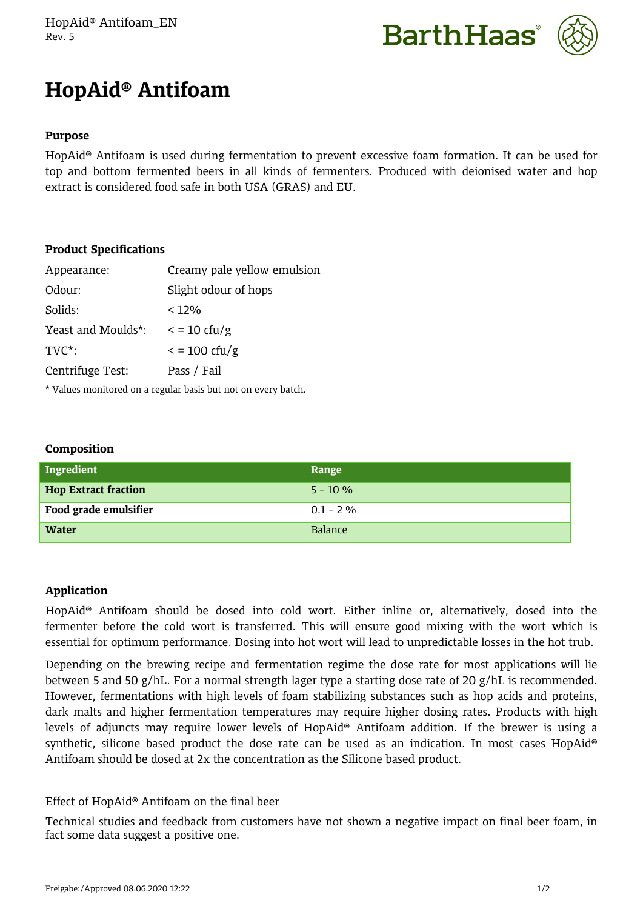# HopAid® Antifoam

### Purpose

HopAid® Antifoam is used during fermentation to prevent excessive foam formation. It can be used for top and bottom fermented beers in all kinds of fermenters. Produced with deionised water and hop extract is considered food safe in both USA (GRAS) and EU.

### Product Specifications

| | |
|---|---|
| Appearance: | Creamy pale yellow emulsion |
| Odour: | Slight odour of hops |
| Solids: | < 12% |
| Yeast and Moulds*: | < = 10 cfu/g |
| TVC*: | < = 100 cfu/g |
| Centrifuge Test: | Pass / Fail |

* Values monitored on a regular basis but not on every batch.

### Composition

| Ingredient | Range |
|---|---|
| **Hop Extract fraction** | 5 - 10 % |
| **Food grade emulsifier** | 0.1 - 2 % |
| **Water** | Balance |

### Application

HopAid® Antifoam should be dosed into cold wort. Either inline or, alternatively, dosed into the fermenter before the cold wort is transferred. This will ensure good mixing with the wort which is essential for optimum performance. Dosing into hot wort will lead to unpredictable losses in the hot trub.

Depending on the brewing recipe and fermentation regime the dose rate for most applications will lie between 5 and 50 g/hL. For a normal strength lager type a starting dose rate of 20 g/hL is recommended. However, fermentations with high levels of foam stabilizing substances such as hop acids and proteins, dark malts and higher fermentation temperatures may require higher dosing rates. Products with high levels of adjuncts may require lower levels of HopAid® Antifoam addition. If the brewer is using a synthetic, silicone based product the dose rate can be used as an indication. In most cases HopAid® Antifoam should be dosed at 2x the concentration as the Silicone based product.

Effect of HopAid® Antifoam on the final beer

Technical studies and feedback from customers have not shown a negative impact on final beer foam, in fact some data suggest a positive one.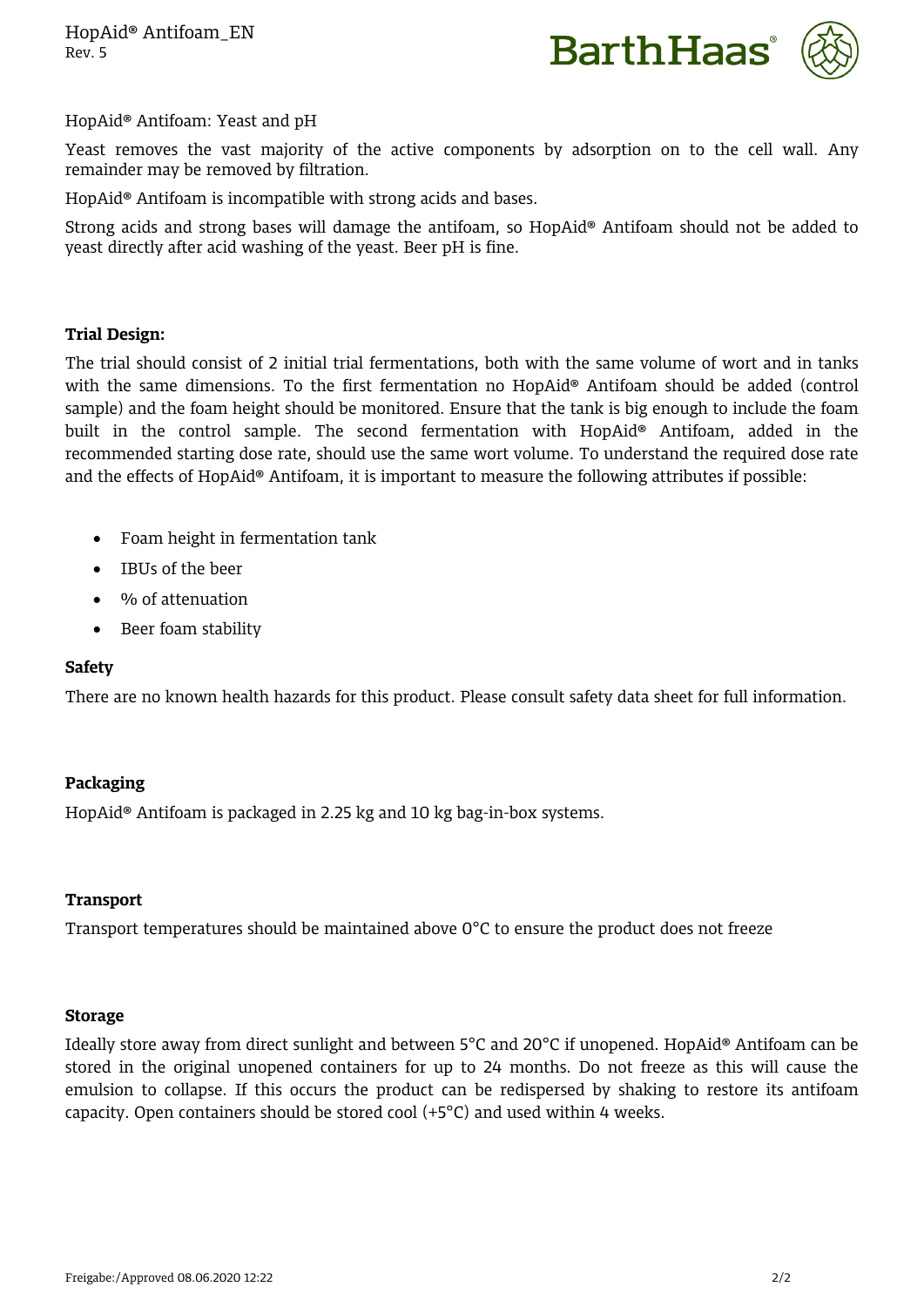HopAid® Antifoam: Yeast and pH

Yeast removes the vast majority of the active components by adsorption on to the cell wall. Any remainder may be removed by filtration.

HopAid® Antifoam is incompatible with strong acids and bases.

Strong acids and strong bases will damage the antifoam, so HopAid® Antifoam should not be added to yeast directly after acid washing of the yeast. Beer pH is fine.

**Trial Design:**

The trial should consist of 2 initial trial fermentations, both with the same volume of wort and in tanks with the same dimensions. To the first fermentation no HopAid® Antifoam should be added (control sample) and the foam height should be monitored. Ensure that the tank is big enough to include the foam built in the control sample. The second fermentation with HopAid® Antifoam, added in the recommended starting dose rate, should use the same wort volume. To understand the required dose rate and the effects of HopAid® Antifoam, it is important to measure the following attributes if possible:

- Foam height in fermentation tank
- IBUs of the beer
- % of attenuation
- Beer foam stability

**Safety**

There are no known health hazards for this product. Please consult safety data sheet for full information.

**Packaging**

HopAid® Antifoam is packaged in 2.25 kg and 10 kg bag-in-box systems.

**Transport**

Transport temperatures should be maintained above 0°C to ensure the product does not freeze

**Storage**

Ideally store away from direct sunlight and between 5°C and 20°C if unopened. HopAid® Antifoam can be stored in the original unopened containers for up to 24 months. Do not freeze as this will cause the emulsion to collapse. If this occurs the product can be redispersed by shaking to restore its antifoam capacity. Open containers should be stored cool (+5°C) and used within 4 weeks.